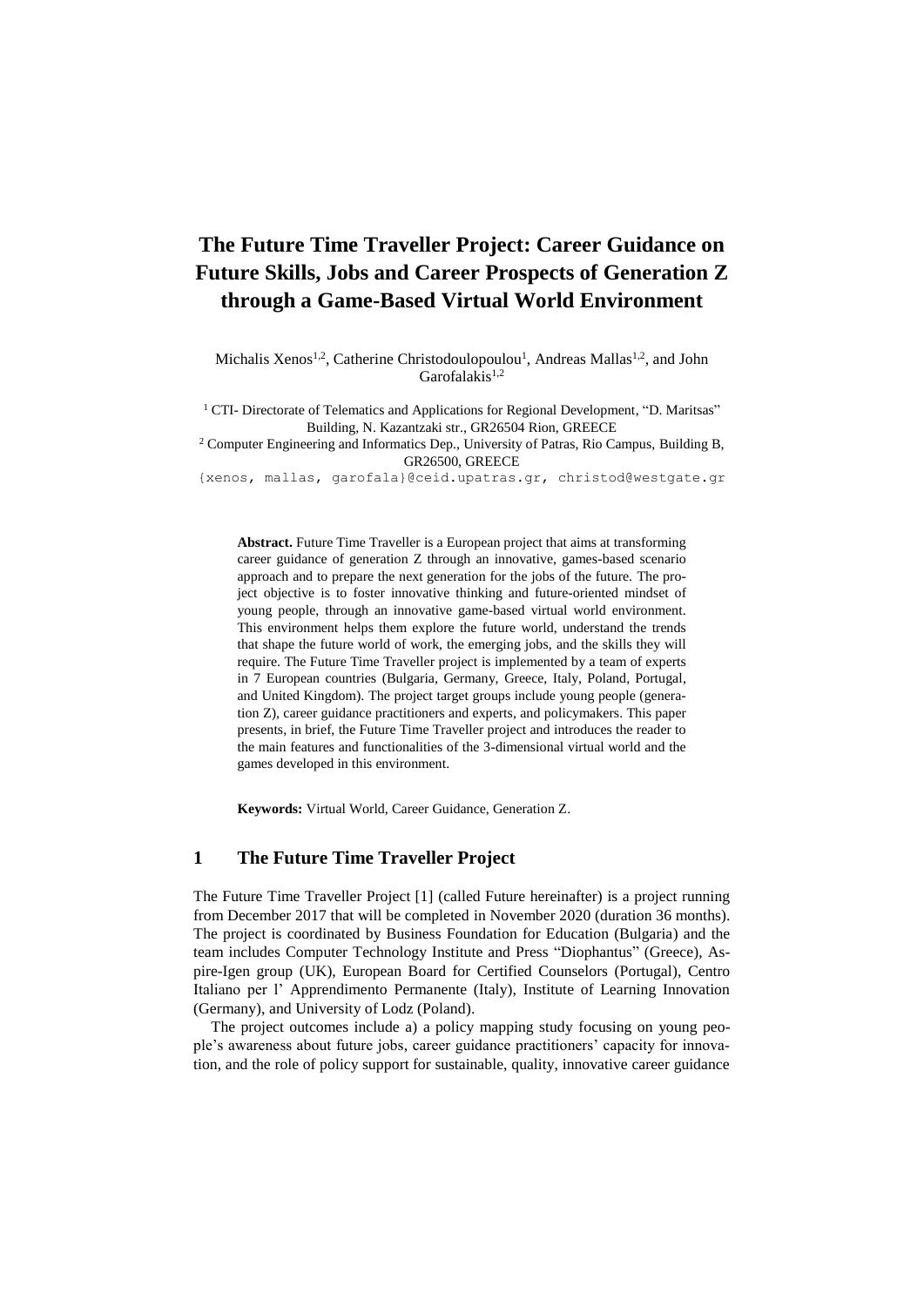# The Future Time Traveller Project: Career Guidance on Future Skills, Jobs and Career Prospects of Generation Z through a Game-Based Virtual World Environment

Michalis Xenos[1,2], Catherine Christodoulopoulou[1], Andreas Mallas[1,2], and John Garofalakis[1,2]

[1] CTI- Directorate of Telematics and Applications for Regional Development, "D. Maritsas" Building, N. Kazantzaki str., GR26504 Rion, GREECE

[2] Computer Engineering and Informatics Dep., University of Patras, Rio Campus, Building B, GR26500, GREECE

{xenos, mallas, garofala}@ceid.upatras.gr, christod@westgate.gr

**Abstract.** Future Time Traveller is a European project that aims at transforming career guidance of generation Z through an innovative, games-based scenario approach and to prepare the next generation for the jobs of the future. The project objective is to foster innovative thinking and future-oriented mindset of young people, through an innovative game-based virtual world environment. This environment helps them explore the future world, understand the trends that shape the future world of work, the emerging jobs, and the skills they will require. The Future Time Traveller project is implemented by a team of experts in 7 European countries (Bulgaria, Germany, Greece, Italy, Poland, Portugal, and United Kingdom). The project target groups include young people (generation Z), career guidance practitioners and experts, and policymakers. This paper presents, in brief, the Future Time Traveller project and introduces the reader to the main features and functionalities of the 3-dimensional virtual world and the games developed in this environment.

**Keywords:** Virtual World, Career Guidance, Generation Z.

## 1 The Future Time Traveller Project

The Future Time Traveller Project [1] (called Future hereinafter) is a project running from December 2017 that will be completed in November 2020 (duration 36 months). The project is coordinated by Business Foundation for Education (Bulgaria) and the team includes Computer Technology Institute and Press "Diophantus" (Greece), Aspire-Igen group (UK), European Board for Certified Counselors (Portugal), Centro Italiano per l' Apprendimento Permanente (Italy), Institute of Learning Innovation (Germany), and University of Lodz (Poland).

The project outcomes include a) a policy mapping study focusing on young people's awareness about future jobs, career guidance practitioners' capacity for innovation, and the role of policy support for sustainable, quality, innovative career guidance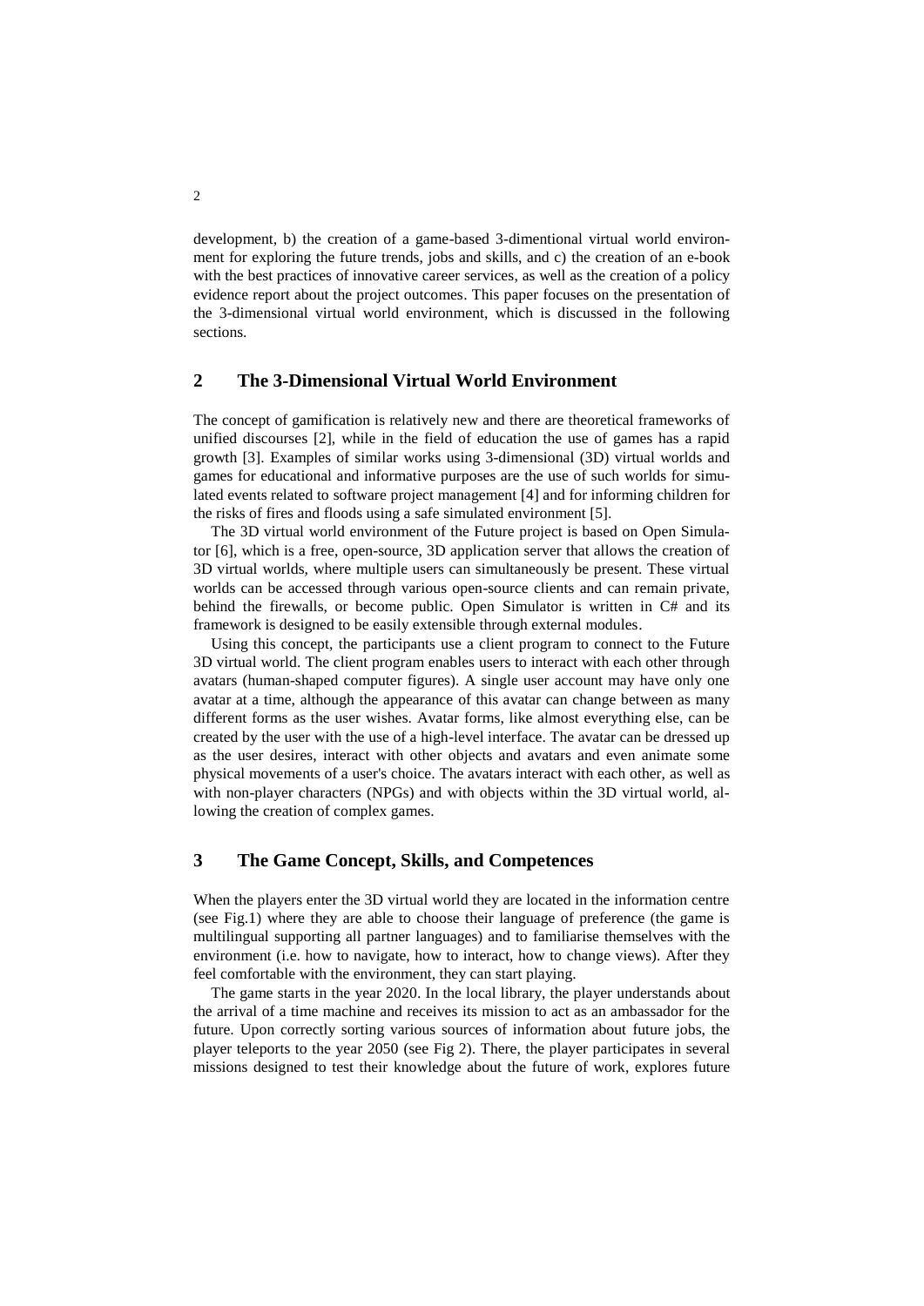development, b) the creation of a game-based 3-dimentional virtual world environment for exploring the future trends, jobs and skills, and c) the creation of an e-book with the best practices of innovative career services, as well as the creation of a policy evidence report about the project outcomes. This paper focuses on the presentation of the 3-dimensional virtual world environment, which is discussed in the following sections.

## 2 The 3-Dimensional Virtual World Environment

The concept of gamification is relatively new and there are theoretical frameworks of unified discourses [2], while in the field of education the use of games has a rapid growth [3]. Examples of similar works using 3-dimensional (3D) virtual worlds and games for educational and informative purposes are the use of such worlds for simulated events related to software project management [4] and for informing children for the risks of fires and floods using a safe simulated environment [5].

The 3D virtual world environment of the Future project is based on Open Simulator [6], which is a free, open-source, 3D application server that allows the creation of 3D virtual worlds, where multiple users can simultaneously be present. These virtual worlds can be accessed through various open-source clients and can remain private, behind the firewalls, or become public. Open Simulator is written in C# and its framework is designed to be easily extensible through external modules.

Using this concept, the participants use a client program to connect to the Future 3D virtual world. The client program enables users to interact with each other through avatars (human-shaped computer figures). A single user account may have only one avatar at a time, although the appearance of this avatar can change between as many different forms as the user wishes. Avatar forms, like almost everything else, can be created by the user with the use of a high-level interface. The avatar can be dressed up as the user desires, interact with other objects and avatars and even animate some physical movements of a user's choice. The avatars interact with each other, as well as with non-player characters (NPGs) and with objects within the 3D virtual world, allowing the creation of complex games.

## 3 The Game Concept, Skills, and Competences

When the players enter the 3D virtual world they are located in the information centre (see Fig.1) where they are able to choose their language of preference (the game is multilingual supporting all partner languages) and to familiarise themselves with the environment (i.e. how to navigate, how to interact, how to change views). After they feel comfortable with the environment, they can start playing.

The game starts in the year 2020. In the local library, the player understands about the arrival of a time machine and receives its mission to act as an ambassador for the future. Upon correctly sorting various sources of information about future jobs, the player teleports to the year 2050 (see Fig 2). There, the player participates in several missions designed to test their knowledge about the future of work, explores future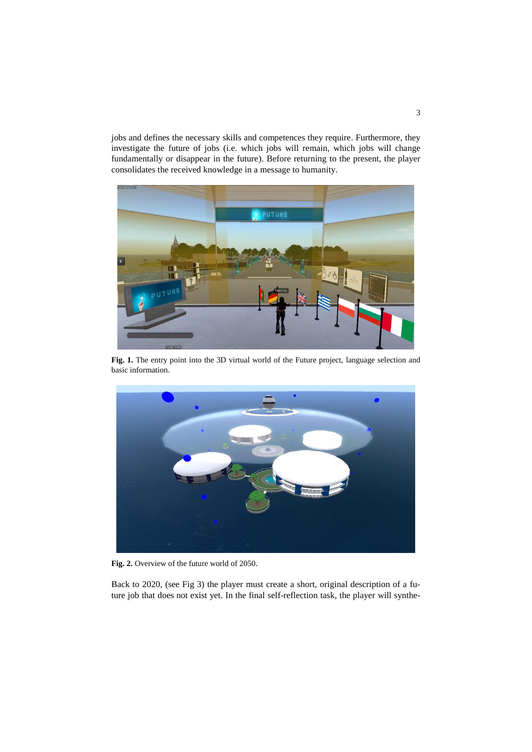jobs and defines the necessary skills and competences they require. Furthermore, they investigate the future of jobs (i.e. which jobs will remain, which jobs will change fundamentally or disappear in the future). Before returning to the present, the player consolidates the received knowledge in a message to humanity.

**Fig. 1.** The entry point into the 3D virtual world of the Future project, language selection and basic information.

**Fig. 2.** Overview of the future world of 2050.

Back to 2020, (see Fig 3) the player must create a short, original description of a future job that does not exist yet. In the final self-reflection task, the player will synthe-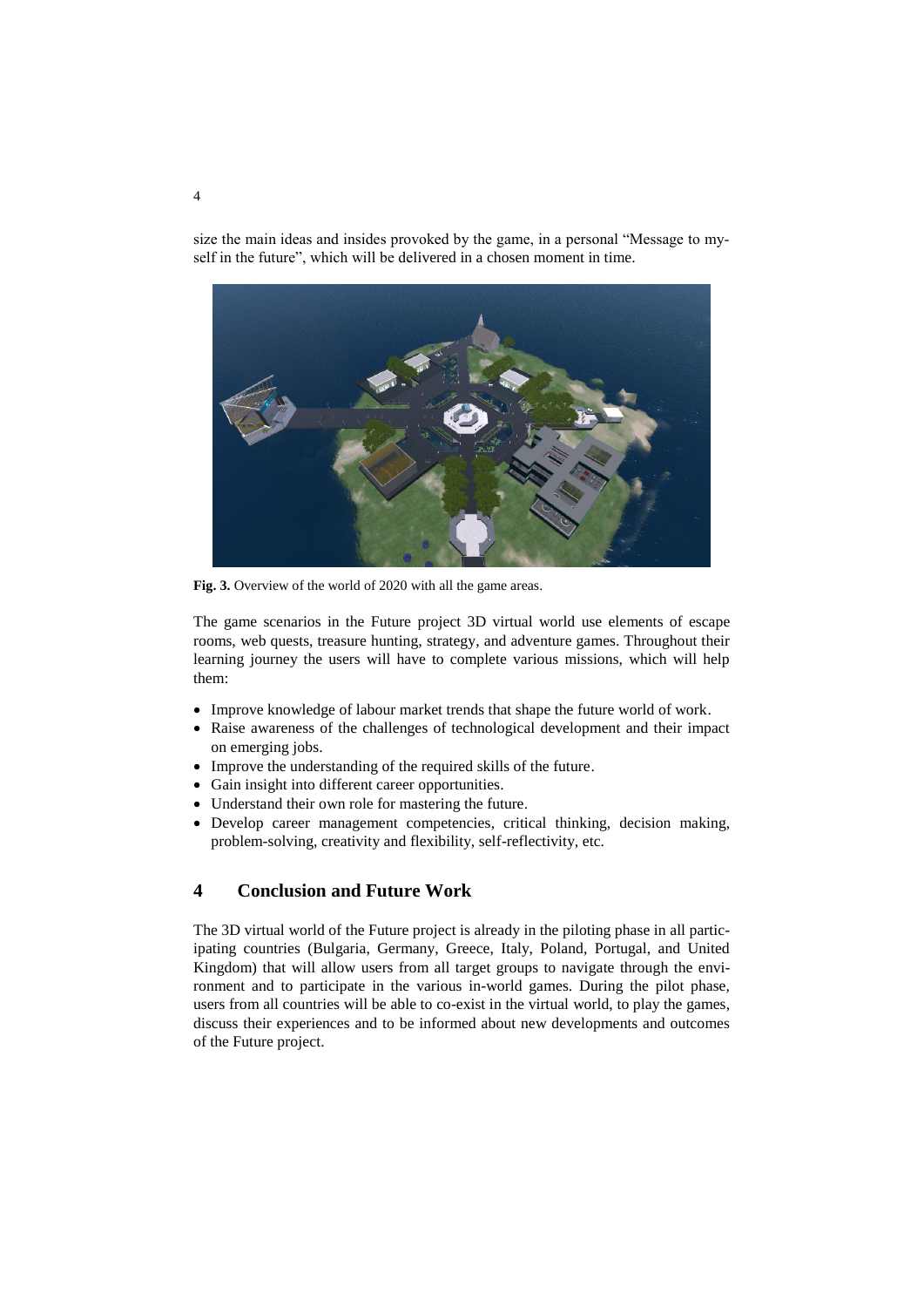size the main ideas and insides provoked by the game, in a personal "Message to myself in the future", which will be delivered in a chosen moment in time.

**Fig. 3.** Overview of the world of 2020 with all the game areas.

The game scenarios in the Future project 3D virtual world use elements of escape rooms, web quests, treasure hunting, strategy, and adventure games. Throughout their learning journey the users will have to complete various missions, which will help them:

- Improve knowledge of labour market trends that shape the future world of work.
- Raise awareness of the challenges of technological development and their impact on emerging jobs.
- Improve the understanding of the required skills of the future.
- Gain insight into different career opportunities.
- Understand their own role for mastering the future.
- Develop career management competencies, critical thinking, decision making, problem-solving, creativity and flexibility, self-reflectivity, etc.

## 4 Conclusion and Future Work

The 3D virtual world of the Future project is already in the piloting phase in all participating countries (Bulgaria, Germany, Greece, Italy, Poland, Portugal, and United Kingdom) that will allow users from all target groups to navigate through the environment and to participate in the various in-world games. During the pilot phase, users from all countries will be able to co-exist in the virtual world, to play the games, discuss their experiences and to be informed about new developments and outcomes of the Future project.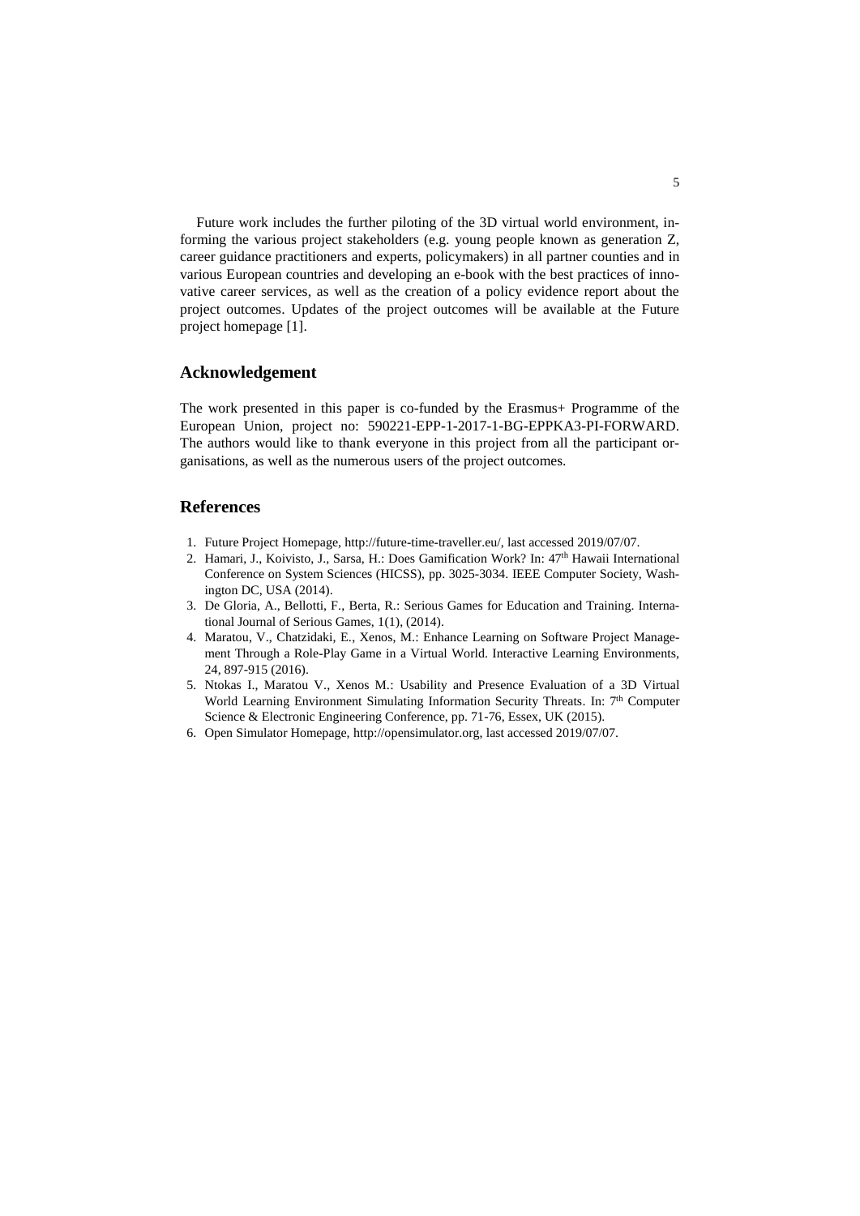Future work includes the further piloting of the 3D virtual world environment, informing the various project stakeholders (e.g. young people known as generation Z, career guidance practitioners and experts, policymakers) in all partner counties and in various European countries and developing an e-book with the best practices of innovative career services, as well as the creation of a policy evidence report about the project outcomes. Updates of the project outcomes will be available at the Future project homepage [1].

## Acknowledgement

The work presented in this paper is co-funded by the Erasmus+ Programme of the European Union, project no: 590221-EPP-1-2017-1-BG-EPPKA3-PI-FORWARD. The authors would like to thank everyone in this project from all the participant organisations, as well as the numerous users of the project outcomes.

## References

1. Future Project Homepage, http://future-time-traveller.eu/, last accessed 2019/07/07.
2. Hamari, J., Koivisto, J., Sarsa, H.: Does Gamification Work? In: 47th Hawaii International Conference on System Sciences (HICSS), pp. 3025-3034. IEEE Computer Society, Washington DC, USA (2014).
3. De Gloria, A., Bellotti, F., Berta, R.: Serious Games for Education and Training. International Journal of Serious Games, 1(1), (2014).
4. Maratou, V., Chatzidaki, E., Xenos, M.: Enhance Learning on Software Project Management Through a Role-Play Game in a Virtual World. Interactive Learning Environments, 24, 897-915 (2016).
5. Ntokas I., Maratou V., Xenos M.: Usability and Presence Evaluation of a 3D Virtual World Learning Environment Simulating Information Security Threats. In: 7th Computer Science & Electronic Engineering Conference, pp. 71-76, Essex, UK (2015).
6. Open Simulator Homepage, http://opensimulator.org, last accessed 2019/07/07.